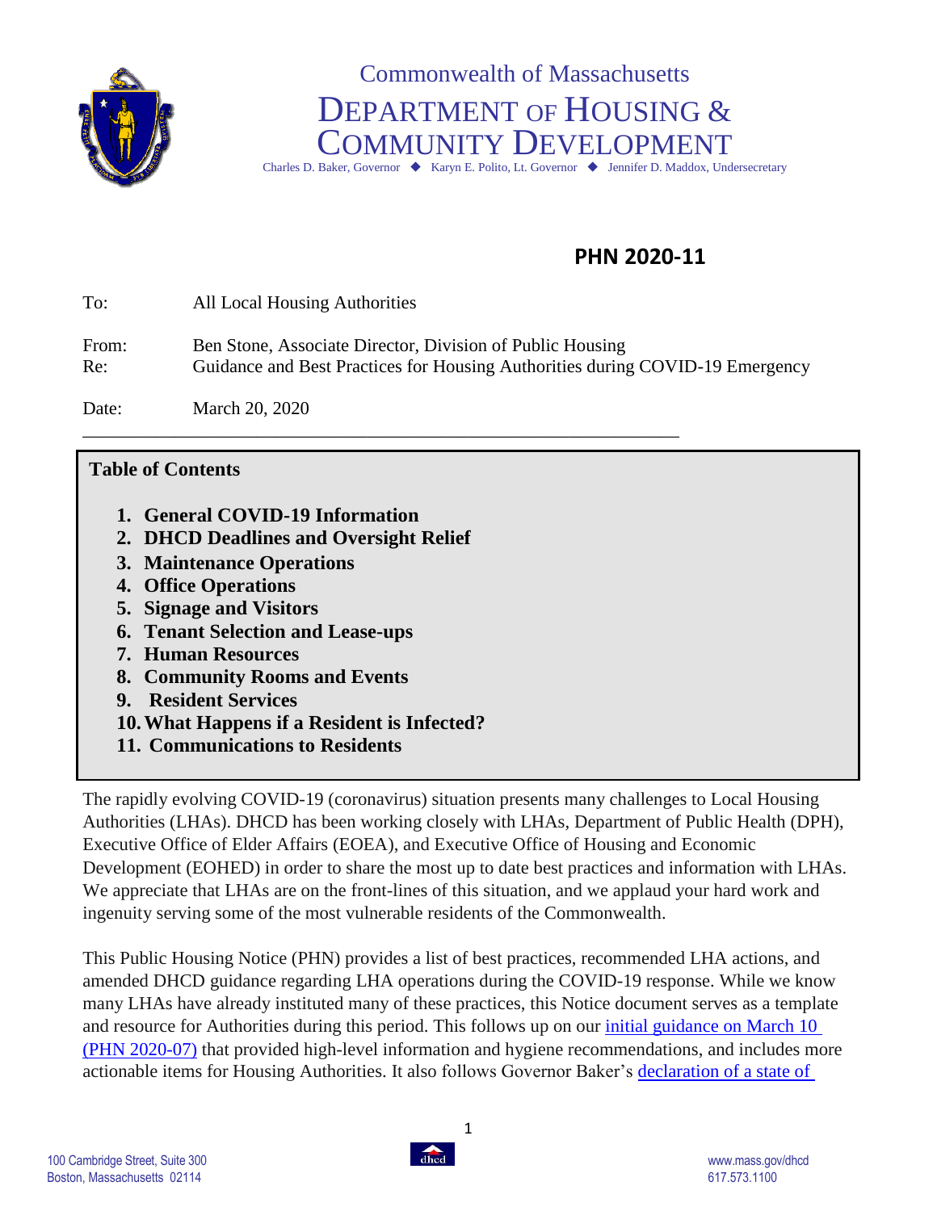Commonwealth of Massachusetts

# DEPARTMENT OF HOUSING & COMMUNITY DEVELOPMENT

Charles D. Baker, Governor ◆ Karyn E. Polito, Lt. Governor ◆ Jennifer D. Maddox, Undersecretary

## PHN 2020-11

To: All Local Housing Authorities

From: Ben Stone, Associate Director, Division of Public Housing
Re: Guidance and Best Practices for Housing Authorities during COVID-19 Emergency

Date: March 20, 2020

---

**Table of Contents**

1. **General COVID-19 Information**
2. **DHCD Deadlines and Oversight Relief**
3. **Maintenance Operations**
4. **Office Operations**
5. **Signage and Visitors**
6. **Tenant Selection and Lease-ups**
7. **Human Resources**
8. **Community Rooms and Events**
9. **Resident Services**
10. **What Happens if a Resident is Infected?**
11. **Communications to Residents**

The rapidly evolving COVID-19 (coronavirus) situation presents many challenges to Local Housing Authorities (LHAs). DHCD has been working closely with LHAs, Department of Public Health (DPH), Executive Office of Elder Affairs (EOEA), and Executive Office of Housing and Economic Development (EOHED) in order to share the most up to date best practices and information with LHAs. We appreciate that LHAs are on the front-lines of this situation, and we applaud your hard work and ingenuity serving some of the most vulnerable residents of the Commonwealth.

This Public Housing Notice (PHN) provides a list of best practices, recommended LHA actions, and amended DHCD guidance regarding LHA operations during the COVID-19 response. While we know many LHAs have already instituted many of these practices, this Notice document serves as a template and resource for Authorities during this period. This follows up on our [initial guidance on March 10 (PHN 2020-07)](#) that provided high-level information and hygiene recommendations, and includes more actionable items for Housing Authorities. It also follows Governor Baker's [declaration of a state of](#)

100 Cambridge Street, Suite 300
Boston, Massachusetts 02114

www.mass.gov/dhcd
617.573.1100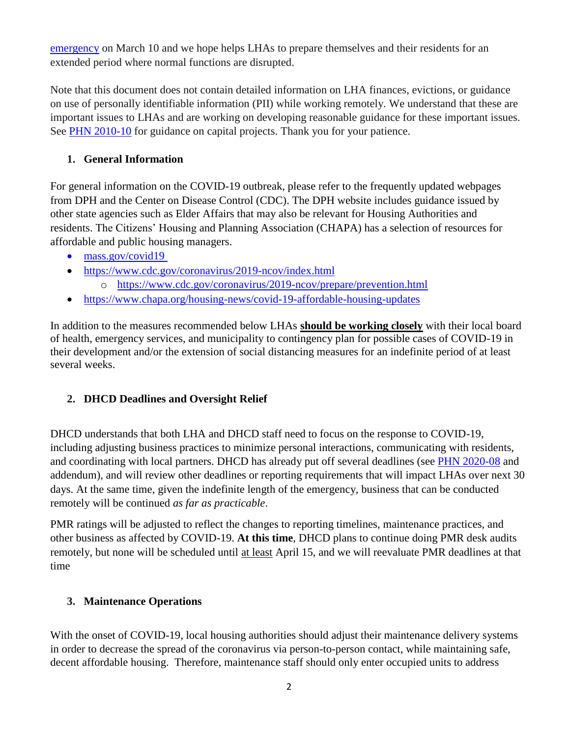emergency on March 10 and we hope helps LHAs to prepare themselves and their residents for an extended period where normal functions are disrupted.

Note that this document does not contain detailed information on LHA finances, evictions, or guidance on use of personally identifiable information (PII) while working remotely. We understand that these are important issues to LHAs and are working on developing reasonable guidance for these important issues. See PHN 2010-10 for guidance on capital projects. Thank you for your patience.

## 1. General Information

For general information on the COVID-19 outbreak, please refer to the frequently updated webpages from DPH and the Center on Disease Control (CDC). The DPH website includes guidance issued by other state agencies such as Elder Affairs that may also be relevant for Housing Authorities and residents. The Citizens' Housing and Planning Association (CHAPA) has a selection of resources for affordable and public housing managers.

- mass.gov/covid19
- https://www.cdc.gov/coronavirus/2019-ncov/index.html
  - https://www.cdc.gov/coronavirus/2019-ncov/prepare/prevention.html
- https://www.chapa.org/housing-news/covid-19-affordable-housing-updates

In addition to the measures recommended below LHAs **should be working closely** with their local board of health, emergency services, and municipality to contingency plan for possible cases of COVID-19 in their development and/or the extension of social distancing measures for an indefinite period of at least several weeks.

## 2. DHCD Deadlines and Oversight Relief

DHCD understands that both LHA and DHCD staff need to focus on the response to COVID-19, including adjusting business practices to minimize personal interactions, communicating with residents, and coordinating with local partners. DHCD has already put off several deadlines (see PHN 2020-08 and addendum), and will review other deadlines or reporting requirements that will impact LHAs over next 30 days. At the same time, given the indefinite length of the emergency, business that can be conducted remotely will be continued *as far as practicable*.

PMR ratings will be adjusted to reflect the changes to reporting timelines, maintenance practices, and other business as affected by COVID-19. **At this time**, DHCD plans to continue doing PMR desk audits remotely, but none will be scheduled until at least April 15, and we will reevaluate PMR deadlines at that time

## 3. Maintenance Operations

With the onset of COVID-19, local housing authorities should adjust their maintenance delivery systems in order to decrease the spread of the coronavirus via person-to-person contact, while maintaining safe, decent affordable housing. Therefore, maintenance staff should only enter occupied units to address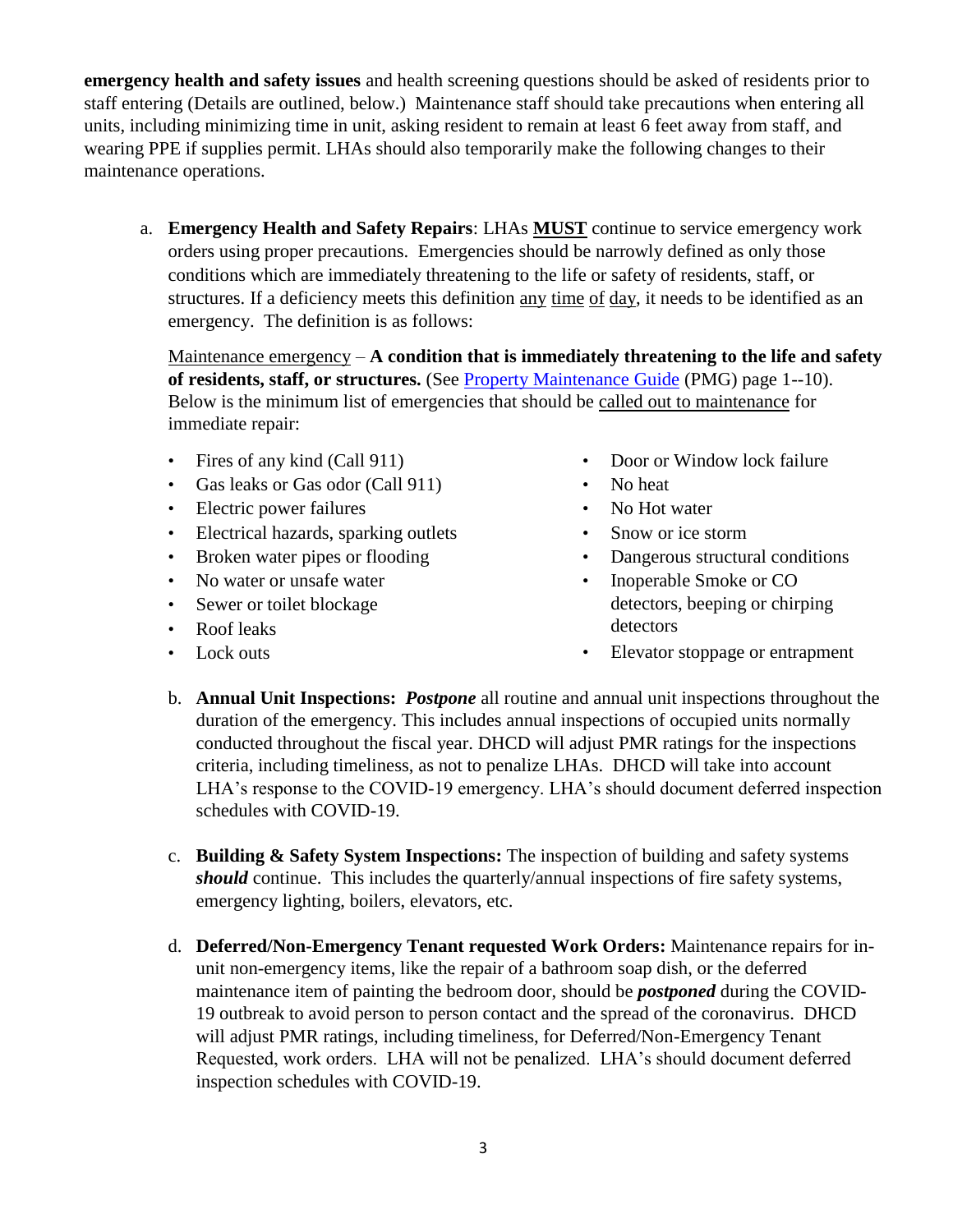**emergency health and safety issues** and health screening questions should be asked of residents prior to staff entering (Details are outlined, below.) Maintenance staff should take precautions when entering all units, including minimizing time in unit, asking resident to remain at least 6 feet away from staff, and wearing PPE if supplies permit. LHAs should also temporarily make the following changes to their maintenance operations.

a. **Emergency Health and Safety Repairs**: LHAs **MUST** continue to service emergency work orders using proper precautions. Emergencies should be narrowly defined as only those conditions which are immediately threatening to the life or safety of residents, staff, or structures. If a deficiency meets this definition any time of day, it needs to be identified as an emergency. The definition is as follows:

   Maintenance emergency – **A condition that is immediately threatening to the life and safety of residents, staff, or structures.** (See [Property Maintenance Guide](Property Maintenance Guide) (PMG) page 1--10). Below is the minimum list of emergencies that should be called out to maintenance for immediate repair:

   - Fires of any kind (Call 911)
   - Gas leaks or Gas odor (Call 911)
   - Electric power failures
   - Electrical hazards, sparking outlets
   - Broken water pipes or flooding
   - No water or unsafe water
   - Sewer or toilet blockage
   - Roof leaks
   - Lock outs
   - Door or Window lock failure
   - No heat
   - No Hot water
   - Snow or ice storm
   - Dangerous structural conditions
   - Inoperable Smoke or CO detectors, beeping or chirping detectors
   - Elevator stoppage or entrapment

b. **Annual Unit Inspections:** ***Postpone*** all routine and annual unit inspections throughout the duration of the emergency. This includes annual inspections of occupied units normally conducted throughout the fiscal year. DHCD will adjust PMR ratings for the inspections criteria, including timeliness, as not to penalize LHAs. DHCD will take into account LHA's response to the COVID-19 emergency. LHA's should document deferred inspection schedules with COVID-19.

c. **Building & Safety System Inspections:** The inspection of building and safety systems ***should*** continue. This includes the quarterly/annual inspections of fire safety systems, emergency lighting, boilers, elevators, etc.

d. **Deferred/Non-Emergency Tenant requested Work Orders:** Maintenance repairs for in-unit non-emergency items, like the repair of a bathroom soap dish, or the deferred maintenance item of painting the bedroom door, should be ***postponed*** during the COVID-19 outbreak to avoid person to person contact and the spread of the coronavirus. DHCD will adjust PMR ratings, including timeliness, for Deferred/Non-Emergency Tenant Requested, work orders. LHA will not be penalized. LHA's should document deferred inspection schedules with COVID-19.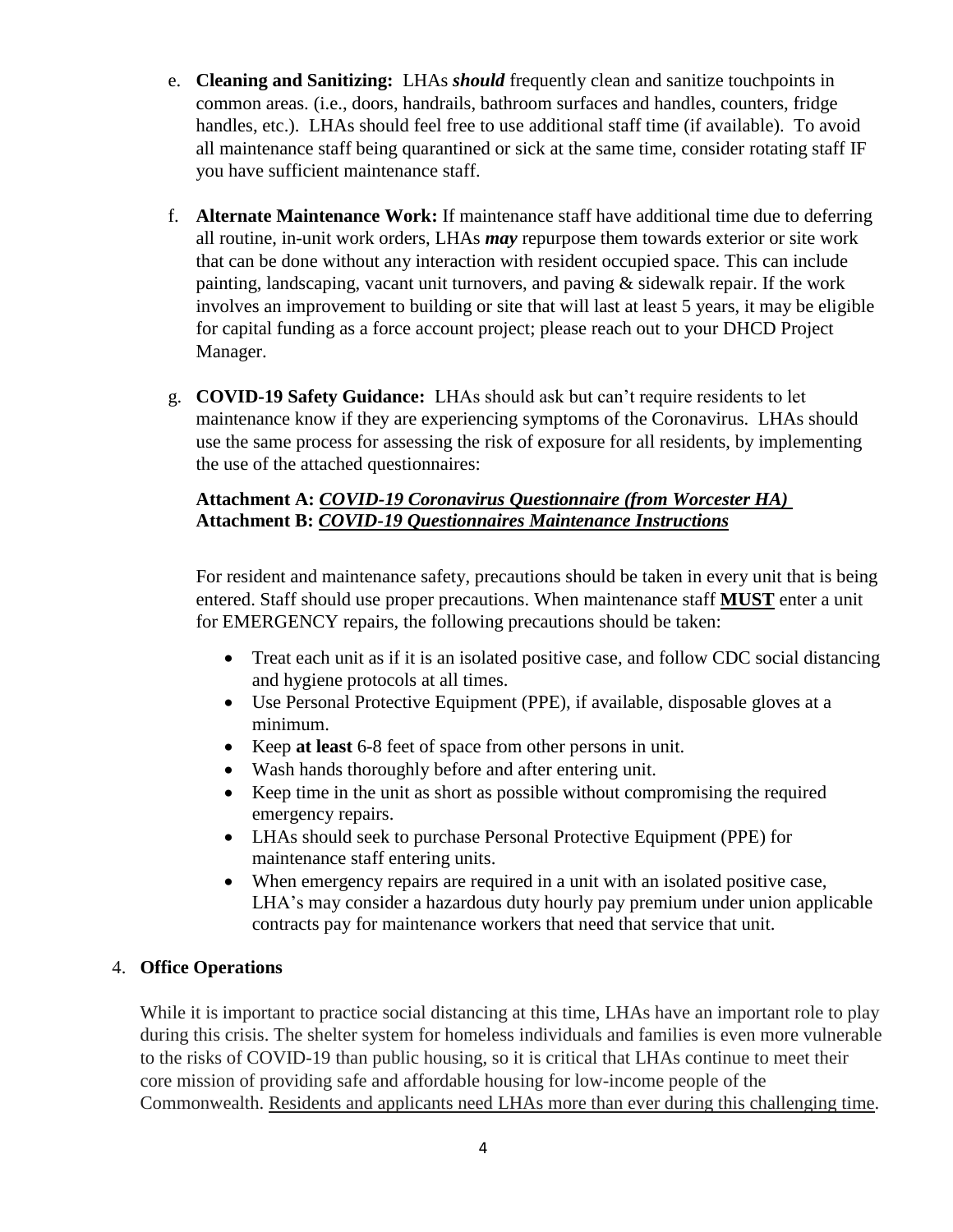e. **Cleaning and Sanitizing:** LHAs ***should*** frequently clean and sanitize touchpoints in common areas. (i.e., doors, handrails, bathroom surfaces and handles, counters, fridge handles, etc.). LHAs should feel free to use additional staff time (if available). To avoid all maintenance staff being quarantined or sick at the same time, consider rotating staff IF you have sufficient maintenance staff.

f. **Alternate Maintenance Work:** If maintenance staff have additional time due to deferring all routine, in-unit work orders, LHAs ***may*** repurpose them towards exterior or site work that can be done without any interaction with resident occupied space. This can include painting, landscaping, vacant unit turnovers, and paving & sidewalk repair. If the work involves an improvement to building or site that will last at least 5 years, it may be eligible for capital funding as a force account project; please reach out to your DHCD Project Manager.

g. **COVID-19 Safety Guidance:** LHAs should ask but can't require residents to let maintenance know if they are experiencing symptoms of the Coronavirus. LHAs should use the same process for assessing the risk of exposure for all residents, by implementing the use of the attached questionnaires:

**Attachment A: *COVID-19 Coronavirus Questionnaire (from Worcester HA)***
**Attachment B: *COVID-19 Questionnaires Maintenance Instructions***

For resident and maintenance safety, precautions should be taken in every unit that is being entered. Staff should use proper precautions. When maintenance staff **MUST** enter a unit for EMERGENCY repairs, the following precautions should be taken:

- Treat each unit as if it is an isolated positive case, and follow CDC social distancing and hygiene protocols at all times.
- Use Personal Protective Equipment (PPE), if available, disposable gloves at a minimum.
- Keep **at least** 6-8 feet of space from other persons in unit.
- Wash hands thoroughly before and after entering unit.
- Keep time in the unit as short as possible without compromising the required emergency repairs.
- LHAs should seek to purchase Personal Protective Equipment (PPE) for maintenance staff entering units.
- When emergency repairs are required in a unit with an isolated positive case, LHA's may consider a hazardous duty hourly pay premium under union applicable contracts pay for maintenance workers that need that service that unit.

4. **Office Operations**

While it is important to practice social distancing at this time, LHAs have an important role to play during this crisis. The shelter system for homeless individuals and families is even more vulnerable to the risks of COVID-19 than public housing, so it is critical that LHAs continue to meet their core mission of providing safe and affordable housing for low-income people of the Commonwealth. Residents and applicants need LHAs more than ever during this challenging time.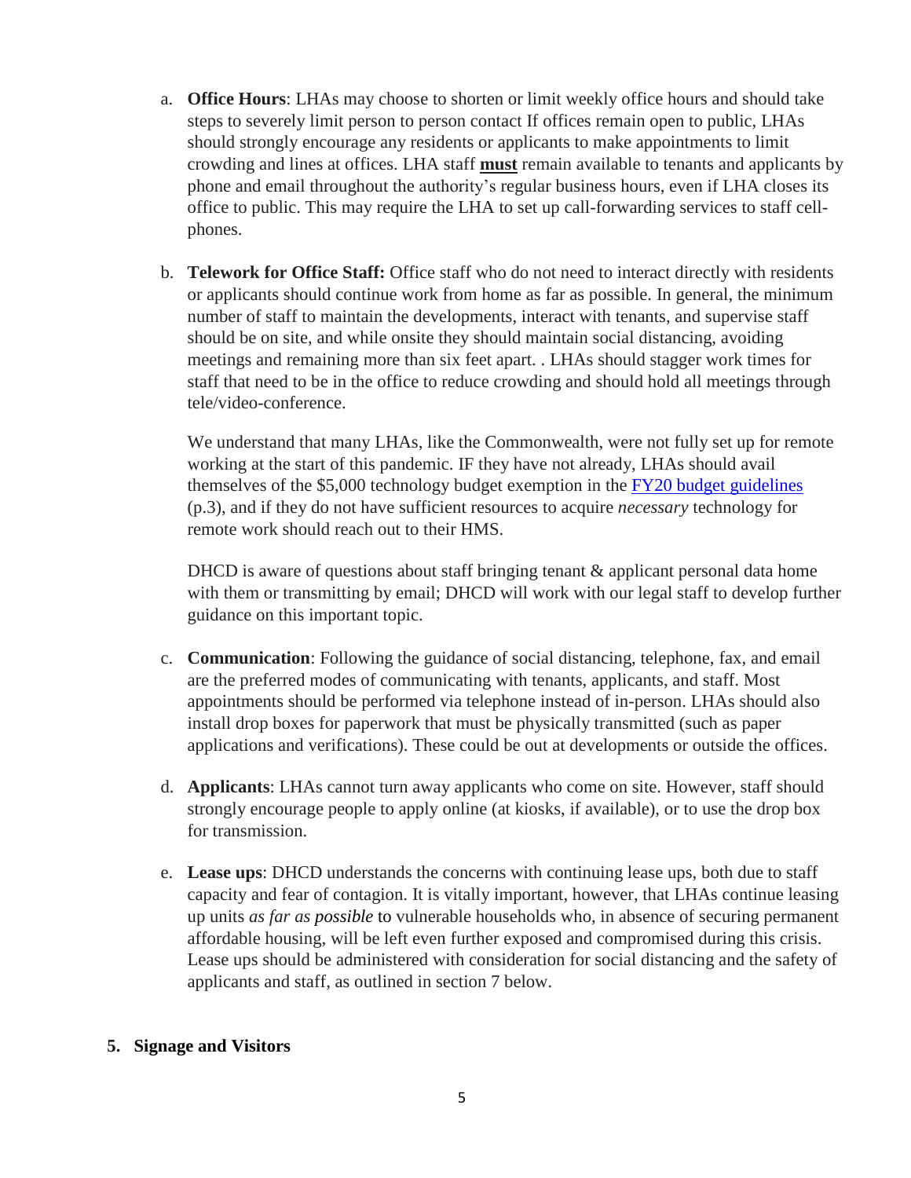a. **Office Hours**: LHAs may choose to shorten or limit weekly office hours and should take steps to severely limit person to person contact If offices remain open to public, LHAs should strongly encourage any residents or applicants to make appointments to limit crowding and lines at offices. LHA staff **must** remain available to tenants and applicants by phone and email throughout the authority's regular business hours, even if LHA closes its office to public. This may require the LHA to set up call-forwarding services to staff cell-phones.

b. **Telework for Office Staff:** Office staff who do not need to interact directly with residents or applicants should continue work from home as far as possible. In general, the minimum number of staff to maintain the developments, interact with tenants, and supervise staff should be on site, and while onsite they should maintain social distancing, avoiding meetings and remaining more than six feet apart. . LHAs should stagger work times for staff that need to be in the office to reduce crowding and should hold all meetings through tele/video-conference.

   We understand that many LHAs, like the Commonwealth, were not fully set up for remote working at the start of this pandemic. IF they have not already, LHAs should avail themselves of the $5,000 technology budget exemption in the FY20 budget guidelines (p.3), and if they do not have sufficient resources to acquire *necessary* technology for remote work should reach out to their HMS.

   DHCD is aware of questions about staff bringing tenant & applicant personal data home with them or transmitting by email; DHCD will work with our legal staff to develop further guidance on this important topic.

c. **Communication**: Following the guidance of social distancing, telephone, fax, and email are the preferred modes of communicating with tenants, applicants, and staff. Most appointments should be performed via telephone instead of in-person. LHAs should also install drop boxes for paperwork that must be physically transmitted (such as paper applications and verifications). These could be out at developments or outside the offices.

d. **Applicants**: LHAs cannot turn away applicants who come on site. However, staff should strongly encourage people to apply online (at kiosks, if available), or to use the drop box for transmission.

e. **Lease ups**: DHCD understands the concerns with continuing lease ups, both due to staff capacity and fear of contagion. It is vitally important, however, that LHAs continue leasing up units *as far as possible* to vulnerable households who, in absence of securing permanent affordable housing, will be left even further exposed and compromised during this crisis. Lease ups should be administered with consideration for social distancing and the safety of applicants and staff, as outlined in section 7 below.

## 5. Signage and Visitors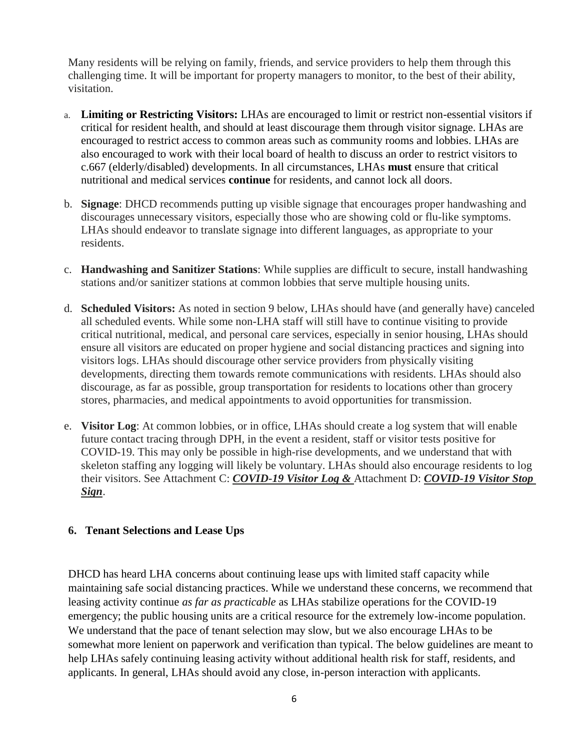Many residents will be relying on family, friends, and service providers to help them through this challenging time. It will be important for property managers to monitor, to the best of their ability, visitation.

a. **Limiting or Restricting Visitors:** LHAs are encouraged to limit or restrict non-essential visitors if critical for resident health, and should at least discourage them through visitor signage. LHAs are encouraged to restrict access to common areas such as community rooms and lobbies. LHAs are also encouraged to work with their local board of health to discuss an order to restrict visitors to c.667 (elderly/disabled) developments. In all circumstances, LHAs **must** ensure that critical nutritional and medical services **continue** for residents, and cannot lock all doors.

b. **Signage**: DHCD recommends putting up visible signage that encourages proper handwashing and discourages unnecessary visitors, especially those who are showing cold or flu-like symptoms. LHAs should endeavor to translate signage into different languages, as appropriate to your residents.

c. **Handwashing and Sanitizer Stations**: While supplies are difficult to secure, install handwashing stations and/or sanitizer stations at common lobbies that serve multiple housing units.

d. **Scheduled Visitors:** As noted in section 9 below, LHAs should have (and generally have) canceled all scheduled events. While some non-LHA staff will still have to continue visiting to provide critical nutritional, medical, and personal care services, especially in senior housing, LHAs should ensure all visitors are educated on proper hygiene and social distancing practices and signing into visitors logs. LHAs should discourage other service providers from physically visiting developments, directing them towards remote communications with residents. LHAs should also discourage, as far as possible, group transportation for residents to locations other than grocery stores, pharmacies, and medical appointments to avoid opportunities for transmission.

e. **Visitor Log**: At common lobbies, or in office, LHAs should create a log system that will enable future contact tracing through DPH, in the event a resident, staff or visitor tests positive for COVID-19. This may only be possible in high-rise developments, and we understand that with skeleton staffing any logging will likely be voluntary. LHAs should also encourage residents to log their visitors. See Attachment C: ***COVID-19 Visitor Log &*** Attachment D: ***COVID-19 Visitor Stop Sign***.

## 6. Tenant Selections and Lease Ups

DHCD has heard LHA concerns about continuing lease ups with limited staff capacity while maintaining safe social distancing practices. While we understand these concerns, we recommend that leasing activity continue *as far as practicable* as LHAs stabilize operations for the COVID-19 emergency; the public housing units are a critical resource for the extremely low-income population. We understand that the pace of tenant selection may slow, but we also encourage LHAs to be somewhat more lenient on paperwork and verification than typical. The below guidelines are meant to help LHAs safely continuing leasing activity without additional health risk for staff, residents, and applicants. In general, LHAs should avoid any close, in-person interaction with applicants.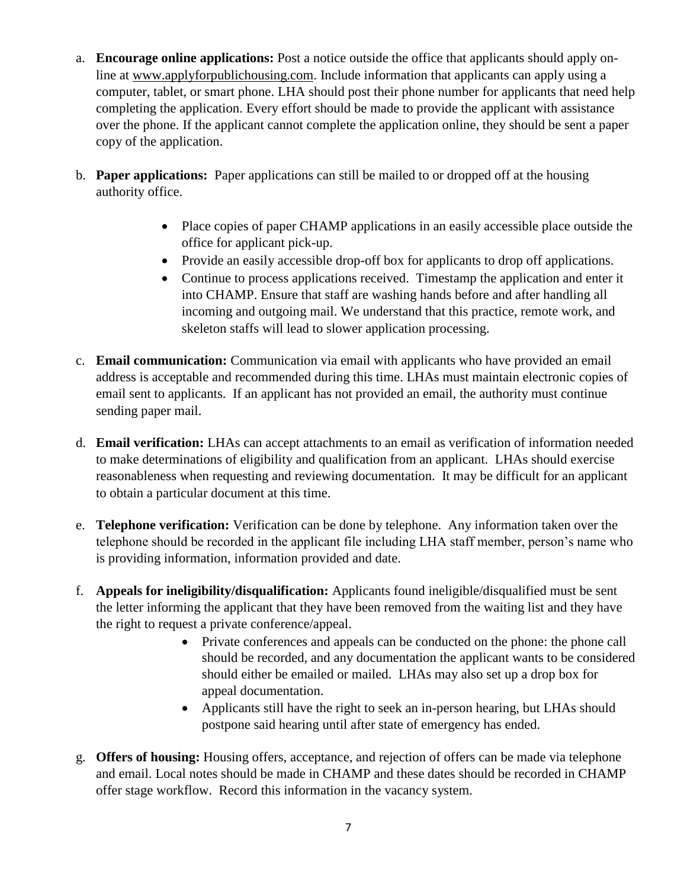a. **Encourage online applications:** Post a notice outside the office that applicants should apply on-line at www.applyforpublichousing.com. Include information that applicants can apply using a computer, tablet, or smart phone. LHA should post their phone number for applicants that need help completing the application. Every effort should be made to provide the applicant with assistance over the phone. If the applicant cannot complete the application online, they should be sent a paper copy of the application.

b. **Paper applications:** Paper applications can still be mailed to or dropped off at the housing authority office.

    - Place copies of paper CHAMP applications in an easily accessible place outside the office for applicant pick-up.
    - Provide an easily accessible drop-off box for applicants to drop off applications.
    - Continue to process applications received. Timestamp the application and enter it into CHAMP. Ensure that staff are washing hands before and after handling all incoming and outgoing mail. We understand that this practice, remote work, and skeleton staffs will lead to slower application processing.

c. **Email communication:** Communication via email with applicants who have provided an email address is acceptable and recommended during this time. LHAs must maintain electronic copies of email sent to applicants. If an applicant has not provided an email, the authority must continue sending paper mail.

d. **Email verification:** LHAs can accept attachments to an email as verification of information needed to make determinations of eligibility and qualification from an applicant. LHAs should exercise reasonableness when requesting and reviewing documentation. It may be difficult for an applicant to obtain a particular document at this time.

e. **Telephone verification:** Verification can be done by telephone. Any information taken over the telephone should be recorded in the applicant file including LHA staff member, person's name who is providing information, information provided and date.

f. **Appeals for ineligibility/disqualification:** Applicants found ineligible/disqualified must be sent the letter informing the applicant that they have been removed from the waiting list and they have the right to request a private conference/appeal.

    - Private conferences and appeals can be conducted on the phone: the phone call should be recorded, and any documentation the applicant wants to be considered should either be emailed or mailed. LHAs may also set up a drop box for appeal documentation.
    - Applicants still have the right to seek an in-person hearing, but LHAs should postpone said hearing until after state of emergency has ended.

g. **Offers of housing:** Housing offers, acceptance, and rejection of offers can be made via telephone and email. Local notes should be made in CHAMP and these dates should be recorded in CHAMP offer stage workflow. Record this information in the vacancy system.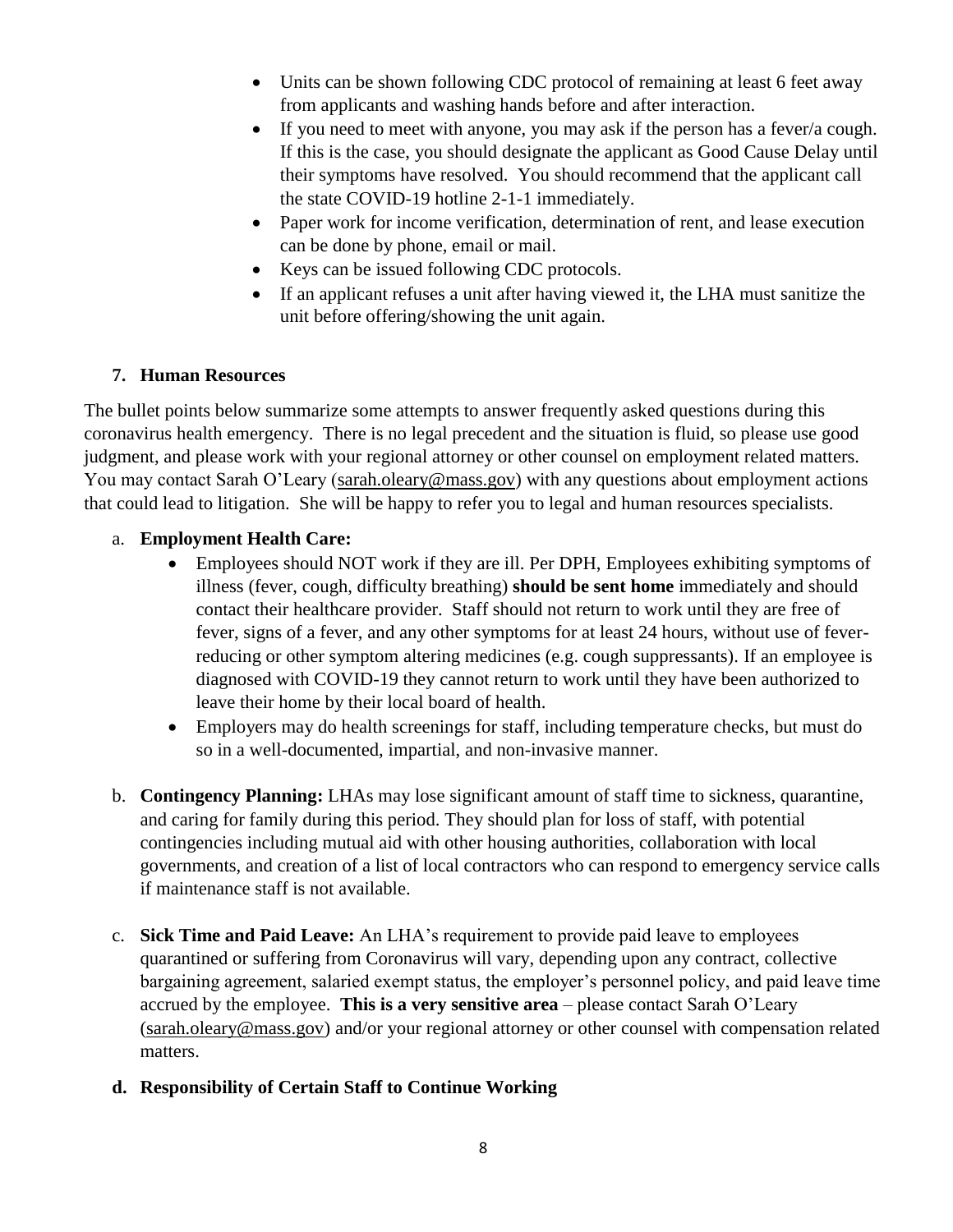- Units can be shown following CDC protocol of remaining at least 6 feet away from applicants and washing hands before and after interaction.
- If you need to meet with anyone, you may ask if the person has a fever/a cough. If this is the case, you should designate the applicant as Good Cause Delay until their symptoms have resolved. You should recommend that the applicant call the state COVID-19 hotline 2-1-1 immediately.
- Paper work for income verification, determination of rent, and lease execution can be done by phone, email or mail.
- Keys can be issued following CDC protocols.
- If an applicant refuses a unit after having viewed it, the LHA must sanitize the unit before offering/showing the unit again.

### 7. Human Resources

The bullet points below summarize some attempts to answer frequently asked questions during this coronavirus health emergency. There is no legal precedent and the situation is fluid, so please use good judgment, and please work with your regional attorney or other counsel on employment related matters. You may contact Sarah O'Leary (sarah.oleary@mass.gov) with any questions about employment actions that could lead to litigation. She will be happy to refer you to legal and human resources specialists.

a. **Employment Health Care:**

- Employees should NOT work if they are ill. Per DPH, Employees exhibiting symptoms of illness (fever, cough, difficulty breathing) **should be sent home** immediately and should contact their healthcare provider. Staff should not return to work until they are free of fever, signs of a fever, and any other symptoms for at least 24 hours, without use of fever-reducing or other symptom altering medicines (e.g. cough suppressants). If an employee is diagnosed with COVID-19 they cannot return to work until they have been authorized to leave their home by their local board of health.
- Employers may do health screenings for staff, including temperature checks, but must do so in a well-documented, impartial, and non-invasive manner.

b. **Contingency Planning:** LHAs may lose significant amount of staff time to sickness, quarantine, and caring for family during this period. They should plan for loss of staff, with potential contingencies including mutual aid with other housing authorities, collaboration with local governments, and creation of a list of local contractors who can respond to emergency service calls if maintenance staff is not available.

c. **Sick Time and Paid Leave:** An LHA's requirement to provide paid leave to employees quarantined or suffering from Coronavirus will vary, depending upon any contract, collective bargaining agreement, salaried exempt status, the employer's personnel policy, and paid leave time accrued by the employee. **This is a very sensitive area** – please contact Sarah O'Leary (sarah.oleary@mass.gov) and/or your regional attorney or other counsel with compensation related matters.

**d. Responsibility of Certain Staff to Continue Working**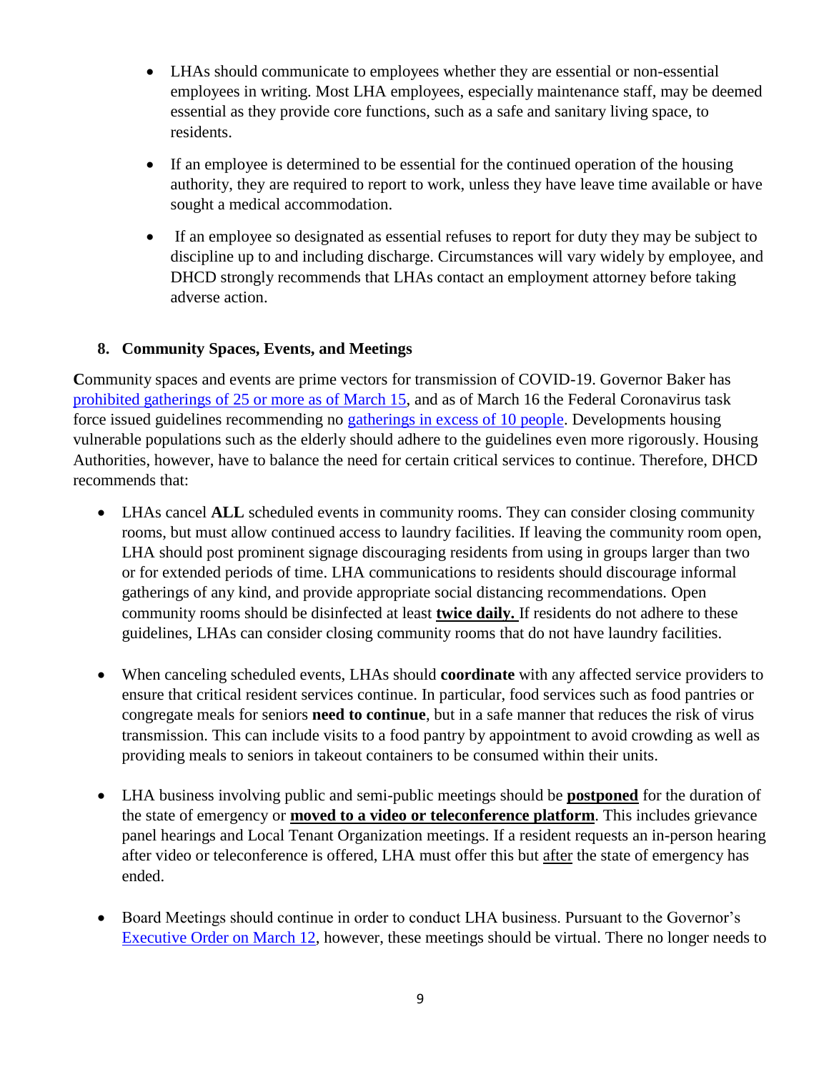- LHAs should communicate to employees whether they are essential or non-essential employees in writing. Most LHA employees, especially maintenance staff, may be deemed essential as they provide core functions, such as a safe and sanitary living space, to residents.
- If an employee is determined to be essential for the continued operation of the housing authority, they are required to report to work, unless they have leave time available or have sought a medical accommodation.
- If an employee so designated as essential refuses to report for duty they may be subject to discipline up to and including discharge. Circumstances will vary widely by employee, and DHCD strongly recommends that LHAs contact an employment attorney before taking adverse action.

## 8. Community Spaces, Events, and Meetings

Community spaces and events are prime vectors for transmission of COVID-19. Governor Baker has prohibited gatherings of 25 or more as of March 15, and as of March 16 the Federal Coronavirus task force issued guidelines recommending no gatherings in excess of 10 people. Developments housing vulnerable populations such as the elderly should adhere to the guidelines even more rigorously. Housing Authorities, however, have to balance the need for certain critical services to continue. Therefore, DHCD recommends that:

- LHAs cancel **ALL** scheduled events in community rooms. They can consider closing community rooms, but must allow continued access to laundry facilities. If leaving the community room open, LHA should post prominent signage discouraging residents from using in groups larger than two or for extended periods of time. LHA communications to residents should discourage informal gatherings of any kind, and provide appropriate social distancing recommendations. Open community rooms should be disinfected at least **twice daily.** If residents do not adhere to these guidelines, LHAs can consider closing community rooms that do not have laundry facilities.
- When canceling scheduled events, LHAs should **coordinate** with any affected service providers to ensure that critical resident services continue. In particular, food services such as food pantries or congregate meals for seniors **need to continue**, but in a safe manner that reduces the risk of virus transmission. This can include visits to a food pantry by appointment to avoid crowding as well as providing meals to seniors in takeout containers to be consumed within their units.
- LHA business involving public and semi-public meetings should be **postponed** for the duration of the state of emergency or **moved to a video or teleconference platform**. This includes grievance panel hearings and Local Tenant Organization meetings. If a resident requests an in-person hearing after video or teleconference is offered, LHA must offer this but after the state of emergency has ended.
- Board Meetings should continue in order to conduct LHA business. Pursuant to the Governor's Executive Order on March 12, however, these meetings should be virtual. There no longer needs to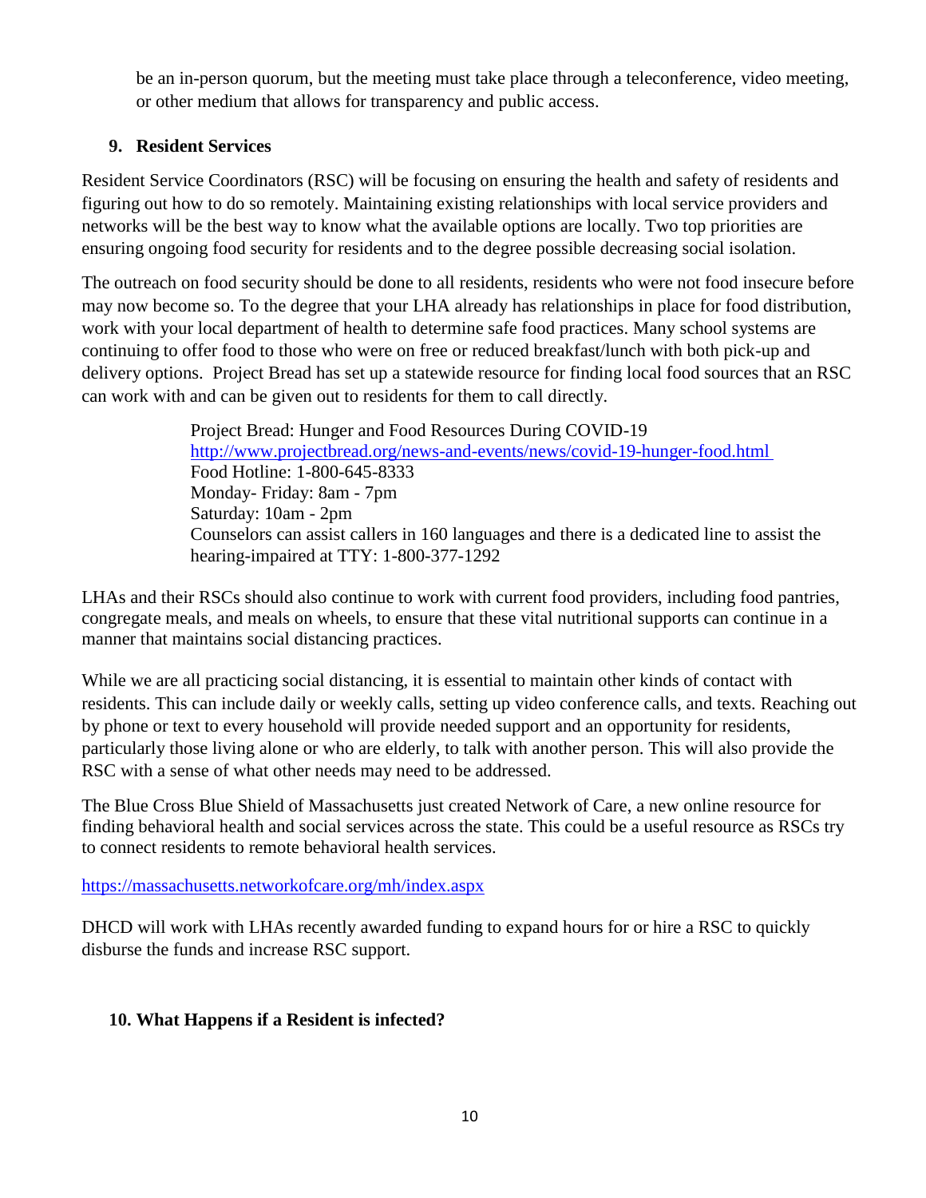be an in-person quorum, but the meeting must take place through a teleconference, video meeting, or other medium that allows for transparency and public access.

## 9. Resident Services

Resident Service Coordinators (RSC) will be focusing on ensuring the health and safety of residents and figuring out how to do so remotely. Maintaining existing relationships with local service providers and networks will be the best way to know what the available options are locally. Two top priorities are ensuring ongoing food security for residents and to the degree possible decreasing social isolation.

The outreach on food security should be done to all residents, residents who were not food insecure before may now become so. To the degree that your LHA already has relationships in place for food distribution, work with your local department of health to determine safe food practices. Many school systems are continuing to offer food to those who were on free or reduced breakfast/lunch with both pick-up and delivery options. Project Bread has set up a statewide resource for finding local food sources that an RSC can work with and can be given out to residents for them to call directly.

> Project Bread: Hunger and Food Resources During COVID-19
> http://www.projectbread.org/news-and-events/news/covid-19-hunger-food.html
> Food Hotline: 1-800-645-8333
> Monday- Friday: 8am - 7pm
> Saturday: 10am - 2pm
> Counselors can assist callers in 160 languages and there is a dedicated line to assist the hearing-impaired at TTY: 1-800-377-1292

LHAs and their RSCs should also continue to work with current food providers, including food pantries, congregate meals, and meals on wheels, to ensure that these vital nutritional supports can continue in a manner that maintains social distancing practices.

While we are all practicing social distancing, it is essential to maintain other kinds of contact with residents. This can include daily or weekly calls, setting up video conference calls, and texts. Reaching out by phone or text to every household will provide needed support and an opportunity for residents, particularly those living alone or who are elderly, to talk with another person. This will also provide the RSC with a sense of what other needs may need to be addressed.

The Blue Cross Blue Shield of Massachusetts just created Network of Care, a new online resource for finding behavioral health and social services across the state. This could be a useful resource as RSCs try to connect residents to remote behavioral health services.

https://massachusetts.networkofcare.org/mh/index.aspx

DHCD will work with LHAs recently awarded funding to expand hours for or hire a RSC to quickly disburse the funds and increase RSC support.

## 10. What Happens if a Resident is infected?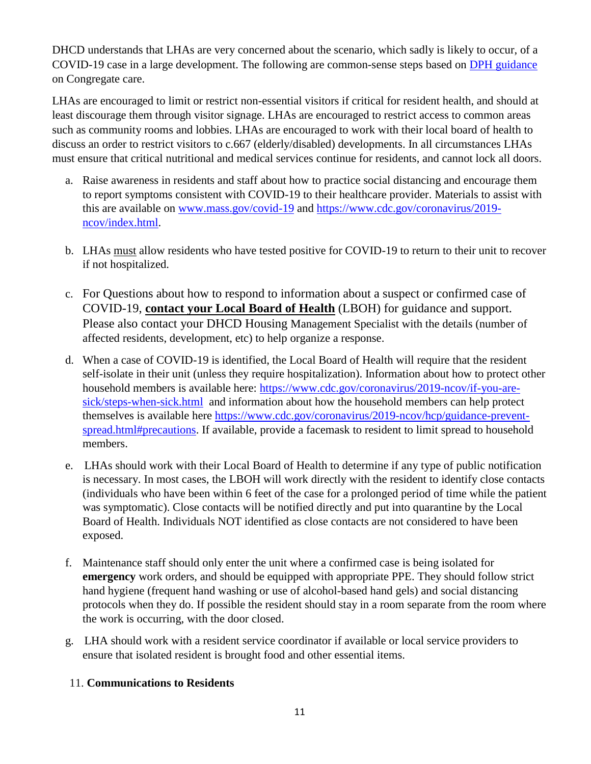DHCD understands that LHAs are very concerned about the scenario, which sadly is likely to occur, of a COVID-19 case in a large development. The following are common-sense steps based on [DPH guidance](DPH guidance) on Congregate care.

LHAs are encouraged to limit or restrict non-essential visitors if critical for resident health, and should at least discourage them through visitor signage. LHAs are encouraged to restrict access to common areas such as community rooms and lobbies. LHAs are encouraged to work with their local board of health to discuss an order to restrict visitors to c.667 (elderly/disabled) developments. In all circumstances LHAs must ensure that critical nutritional and medical services continue for residents, and cannot lock all doors.

a. Raise awareness in residents and staff about how to practice social distancing and encourage them to report symptoms consistent with COVID-19 to their healthcare provider. Materials to assist with this are available on www.mass.gov/covid-19 and https://www.cdc.gov/coronavirus/2019-ncov/index.html.

b. LHAs <u>must</u> allow residents who have tested positive for COVID-19 to return to their unit to recover if not hospitalized.

c. For Questions about how to respond to information about a suspect or confirmed case of COVID-19, **<u>contact your Local Board of Health</u>** (LBOH) for guidance and support. Please also contact your DHCD Housing Management Specialist with the details (number of affected residents, development, etc) to help organize a response.

d. When a case of COVID-19 is identified, the Local Board of Health will require that the resident self-isolate in their unit (unless they require hospitalization). Information about how to protect other household members is available here: https://www.cdc.gov/coronavirus/2019-ncov/if-you-are-sick/steps-when-sick.html and information about how the household members can help protect themselves is available here https://www.cdc.gov/coronavirus/2019-ncov/hcp/guidance-prevent-spread.html#precautions. If available, provide a facemask to resident to limit spread to household members.

e. LHAs should work with their Local Board of Health to determine if any type of public notification is necessary. In most cases, the LBOH will work directly with the resident to identify close contacts (individuals who have been within 6 feet of the case for a prolonged period of time while the patient was symptomatic). Close contacts will be notified directly and put into quarantine by the Local Board of Health. Individuals NOT identified as close contacts are not considered to have been exposed.

f. Maintenance staff should only enter the unit where a confirmed case is being isolated for **emergency** work orders, and should be equipped with appropriate PPE. They should follow strict hand hygiene (frequent hand washing or use of alcohol-based hand gels) and social distancing protocols when they do. If possible the resident should stay in a room separate from the room where the work is occurring, with the door closed.

g. LHA should work with a resident service coordinator if available or local service providers to ensure that isolated resident is brought food and other essential items.

11. **Communications to Residents**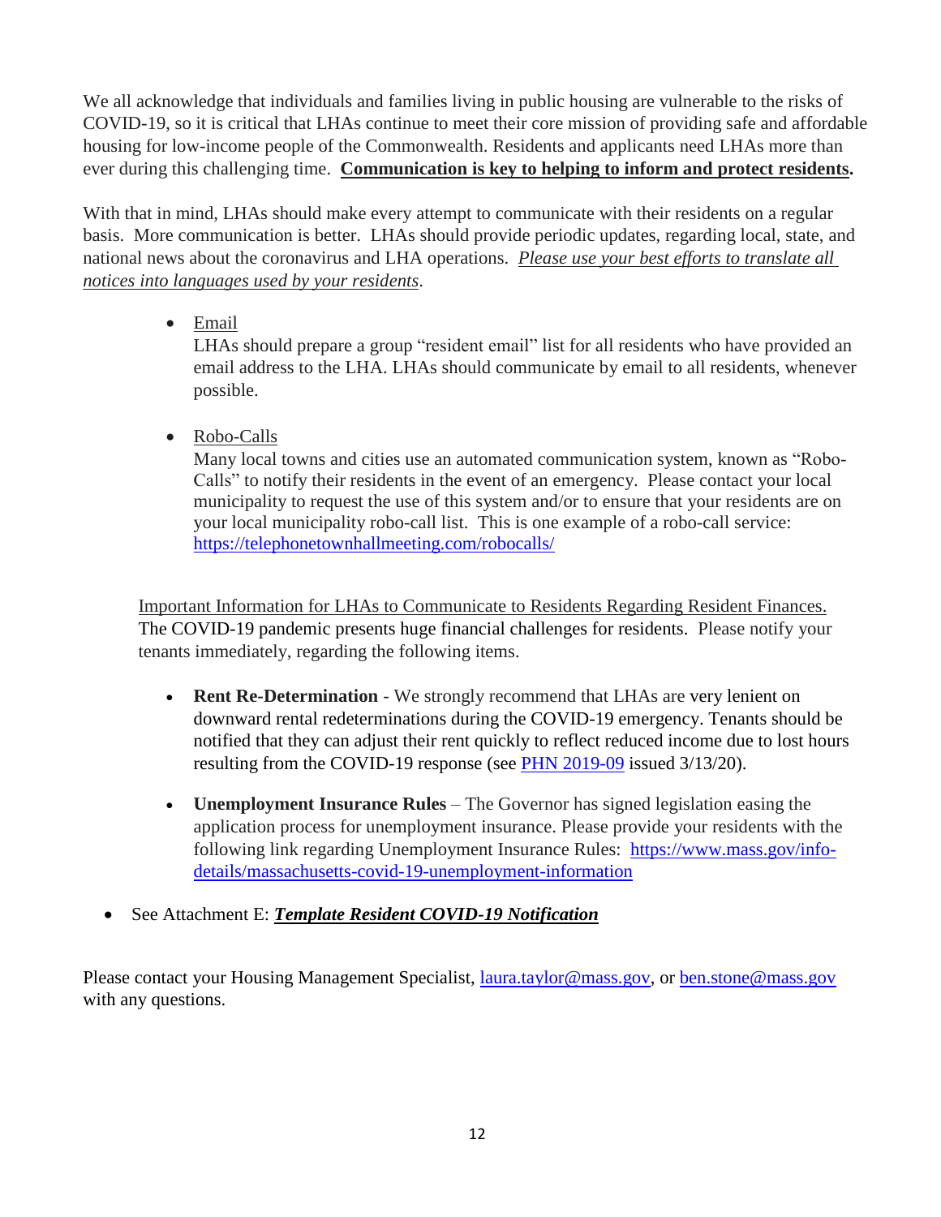We all acknowledge that individuals and families living in public housing are vulnerable to the risks of COVID-19, so it is critical that LHAs continue to meet their core mission of providing safe and affordable housing for low-income people of the Commonwealth. Residents and applicants need LHAs more than ever during this challenging time. **Communication is key to helping to inform and protect residents.**

With that in mind, LHAs should make every attempt to communicate with their residents on a regular basis. More communication is better. LHAs should provide periodic updates, regarding local, state, and national news about the coronavirus and LHA operations. *Please use your best efforts to translate all notices into languages used by your residents*.

- Email
  LHAs should prepare a group "resident email" list for all residents who have provided an email address to the LHA. LHAs should communicate by email to all residents, whenever possible.

- Robo-Calls
  Many local towns and cities use an automated communication system, known as "Robo-Calls" to notify their residents in the event of an emergency. Please contact your local municipality to request the use of this system and/or to ensure that your residents are on your local municipality robo-call list. This is one example of a robo-call service: https://telephonetownhallmeeting.com/robocalls/

Important Information for LHAs to Communicate to Residents Regarding Resident Finances.
The COVID-19 pandemic presents huge financial challenges for residents. Please notify your tenants immediately, regarding the following items.

- **Rent Re-Determination** - We strongly recommend that LHAs are very lenient on downward rental redeterminations during the COVID-19 emergency. Tenants should be notified that they can adjust their rent quickly to reflect reduced income due to lost hours resulting from the COVID-19 response (see PHN 2019-09 issued 3/13/20).

- **Unemployment Insurance Rules** – The Governor has signed legislation easing the application process for unemployment insurance. Please provide your residents with the following link regarding Unemployment Insurance Rules: https://www.mass.gov/info-details/massachusetts-covid-19-unemployment-information

- See Attachment E: ***Template Resident COVID-19 Notification***

Please contact your Housing Management Specialist, laura.taylor@mass.gov, or ben.stone@mass.gov with any questions.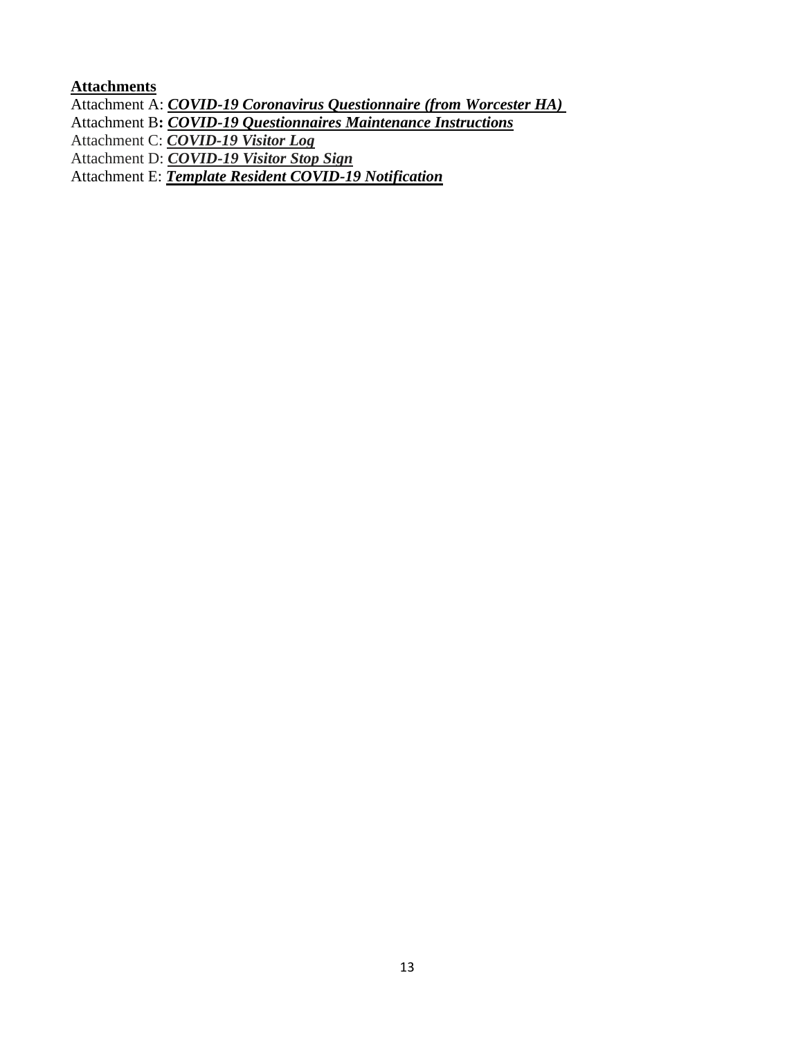**Attachments**

Attachment A: ***COVID-19 Coronavirus Questionnaire (from Worcester HA)***

Attachment B**:** ***COVID-19 Questionnaires Maintenance Instructions***

Attachment C: ***COVID-19 Visitor Log***

Attachment D: ***COVID-19 Visitor Stop Sign***

Attachment E: ***Template Resident COVID-19 Notification***